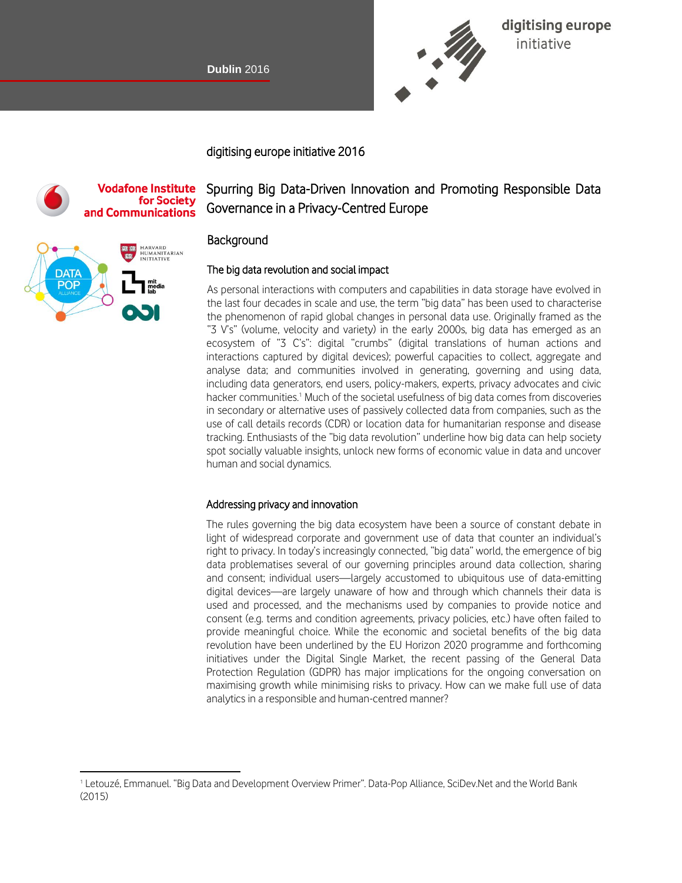Dublin 2016

digitising europe initiative

digitising europe initiative 2016

Vodafone Institute for Society and Communications

# Spurring Big Data-Driven Innovation and Promoting Responsible Data Governance in a Privacy-Centred Europe

## Background

### The big data revolution and social impact

As personal interactions with computers and capabilities in data storage have evolved in the last four decades in scale and use, the term "big data" has been used to characterise the phenomenon of rapid global changes in personal data use. Originally framed as the "3 V's" (volume, velocity and variety) in the early 2000s, big data has emerged as an ecosystem of "3 C's": digital "crumbs" (digital translations of human actions and interactions captured by digital devices); powerful capacities to collect, aggregate and analyse data; and communities involved in generating, governing and using data, including data generators, end users, policy-makers, experts, privacy advocates and civic hacker communities.[1] Much of the societal usefulness of big data comes from discoveries in secondary or alternative uses of passively collected data from companies, such as the use of call details records (CDR) or location data for humanitarian response and disease tracking. Enthusiasts of the "big data revolution" underline how big data can help society spot socially valuable insights, unlock new forms of economic value in data and uncover human and social dynamics.

### Addressing privacy and innovation

The rules governing the big data ecosystem have been a source of constant debate in light of widespread corporate and government use of data that counter an individual's right to privacy. In today's increasingly connected, "big data" world, the emergence of big data problematises several of our governing principles around data collection, sharing and consent; individual users—largely accustomed to ubiquitous use of data-emitting digital devices—are largely unaware of how and through which channels their data is used and processed, and the mechanisms used by companies to provide notice and consent (e.g. terms and condition agreements, privacy policies, etc.) have often failed to provide meaningful choice. While the economic and societal benefits of the big data revolution have been underlined by the EU Horizon 2020 programme and forthcoming initiatives under the Digital Single Market, the recent passing of the General Data Protection Regulation (GDPR) has major implications for the ongoing conversation on maximising growth while minimising risks to privacy. How can we make full use of data analytics in a responsible and human-centred manner?

---

[1] Letouzé, Emmanuel. "Big Data and Development Overview Primer". Data-Pop Alliance, SciDev.Net and the World Bank (2015)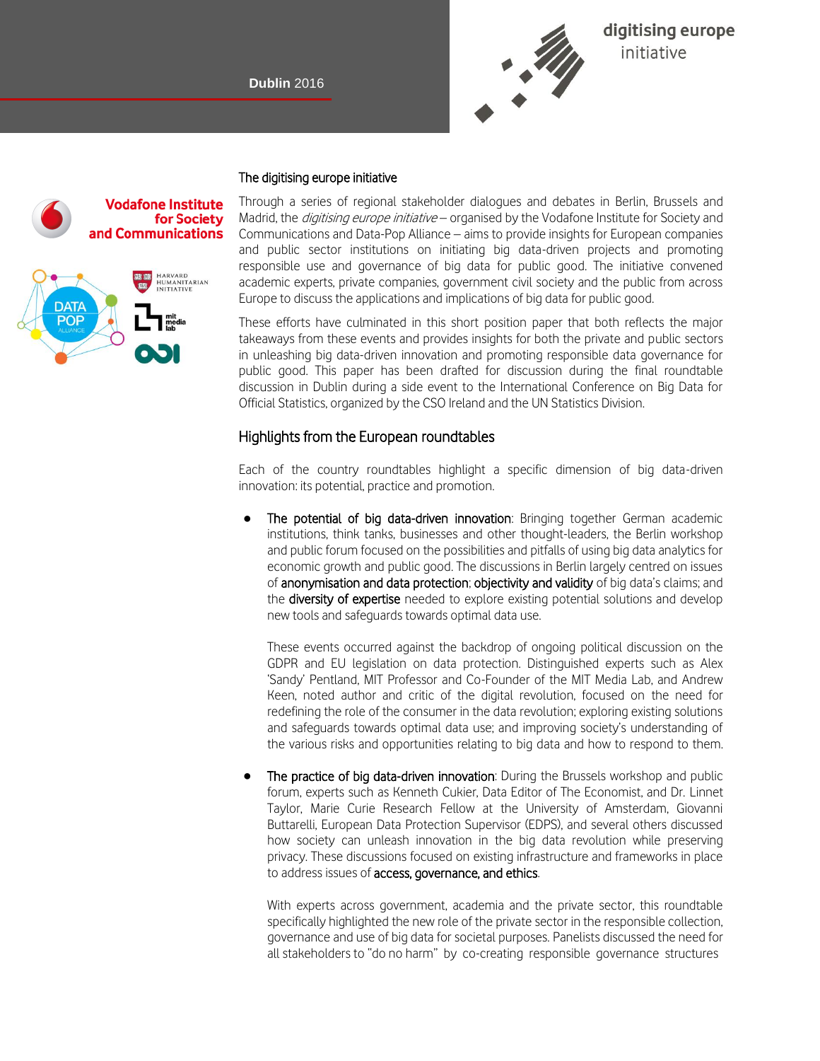Dublin 2016

digitising europe initiative

## The digitising europe initiative

Through a series of regional stakeholder dialogues and debates in Berlin, Brussels and Madrid, the *digitising europe initiative* – organised by the Vodafone Institute for Society and Communications and Data-Pop Alliance – aims to provide insights for European companies and public sector institutions on initiating big data-driven projects and promoting responsible use and governance of big data for public good. The initiative convened academic experts, private companies, government civil society and the public from across Europe to discuss the applications and implications of big data for public good.

These efforts have culminated in this short position paper that both reflects the major takeaways from these events and provides insights for both the private and public sectors in unleashing big data-driven innovation and promoting responsible data governance for public good. This paper has been drafted for discussion during the final roundtable discussion in Dublin during a side event to the International Conference on Big Data for Official Statistics, organized by the CSO Ireland and the UN Statistics Division.

## Highlights from the European roundtables

Each of the country roundtables highlight a specific dimension of big data-driven innovation: its potential, practice and promotion.

- The potential of big data-driven innovation: Bringing together German academic institutions, think tanks, businesses and other thought-leaders, the Berlin workshop and public forum focused on the possibilities and pitfalls of using big data analytics for economic growth and public good. The discussions in Berlin largely centred on issues of anonymisation and data protection; objectivity and validity of big data's claims; and the diversity of expertise needed to explore existing potential solutions and develop new tools and safeguards towards optimal data use.

  These events occurred against the backdrop of ongoing political discussion on the GDPR and EU legislation on data protection. Distinguished experts such as Alex 'Sandy' Pentland, MIT Professor and Co-Founder of the MIT Media Lab, and Andrew Keen, noted author and critic of the digital revolution, focused on the need for redefining the role of the consumer in the data revolution; exploring existing solutions and safeguards towards optimal data use; and improving society's understanding of the various risks and opportunities relating to big data and how to respond to them.

- The practice of big data-driven innovation: During the Brussels workshop and public forum, experts such as Kenneth Cukier, Data Editor of The Economist, and Dr. Linnet Taylor, Marie Curie Research Fellow at the University of Amsterdam, Giovanni Buttarelli, European Data Protection Supervisor (EDPS), and several others discussed how society can unleash innovation in the big data revolution while preserving privacy. These discussions focused on existing infrastructure and frameworks in place to address issues of access, governance, and ethics.

  With experts across government, academia and the private sector, this roundtable specifically highlighted the new role of the private sector in the responsible collection, governance and use of big data for societal purposes. Panelists discussed the need for all stakeholders to "do no harm" by co-creating responsible governance structures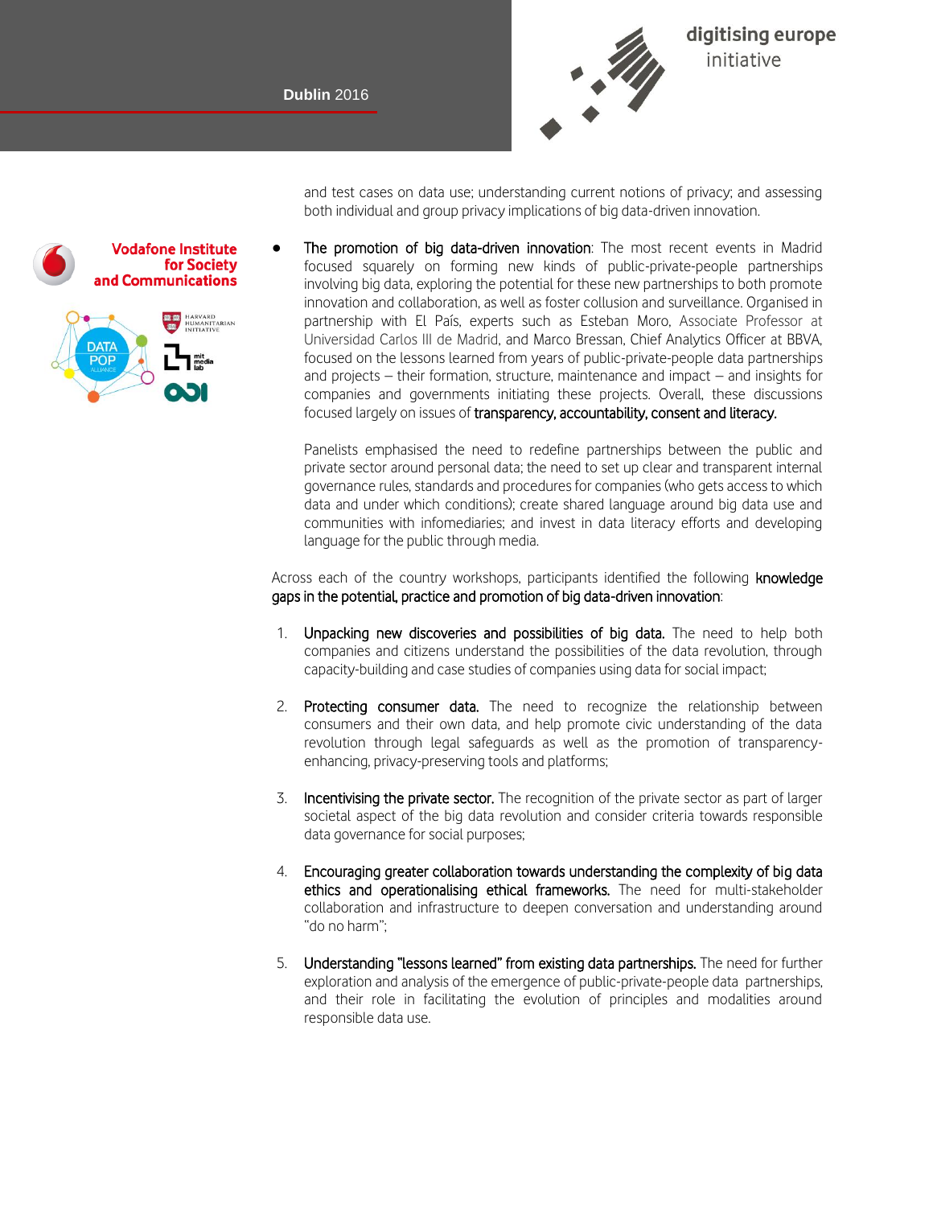and test cases on data use; understanding current notions of privacy; and assessing both individual and group privacy implications of big data-driven innovation.

- The promotion of big data-driven innovation: The most recent events in Madrid focused squarely on forming new kinds of public-private-people partnerships involving big data, exploring the potential for these new partnerships to both promote innovation and collaboration, as well as foster collusion and surveillance. Organised in partnership with El País, experts such as Esteban Moro, Associate Professor at Universidad Carlos III de Madrid, and Marco Bressan, Chief Analytics Officer at BBVA, focused on the lessons learned from years of public-private-people data partnerships and projects – their formation, structure, maintenance and impact – and insights for companies and governments initiating these projects. Overall, these discussions focused largely on issues of transparency, accountability, consent and literacy.

  Panelists emphasised the need to redefine partnerships between the public and private sector around personal data; the need to set up clear and transparent internal governance rules, standards and procedures for companies (who gets access to which data and under which conditions); create shared language around big data use and communities with infomediaries; and invest in data literacy efforts and developing language for the public through media.

Across each of the country workshops, participants identified the following knowledge gaps in the potential, practice and promotion of big data-driven innovation:

1. Unpacking new discoveries and possibilities of big data. The need to help both companies and citizens understand the possibilities of the data revolution, through capacity-building and case studies of companies using data for social impact;

2. Protecting consumer data. The need to recognize the relationship between consumers and their own data, and help promote civic understanding of the data revolution through legal safeguards as well as the promotion of transparency-enhancing, privacy-preserving tools and platforms;

3. Incentivising the private sector. The recognition of the private sector as part of larger societal aspect of the big data revolution and consider criteria towards responsible data governance for social purposes;

4. Encouraging greater collaboration towards understanding the complexity of big data ethics and operationalising ethical frameworks. The need for multi-stakeholder collaboration and infrastructure to deepen conversation and understanding around "do no harm";

5. Understanding "lessons learned" from existing data partnerships. The need for further exploration and analysis of the emergence of public-private-people data partnerships, and their role in facilitating the evolution of principles and modalities around responsible data use.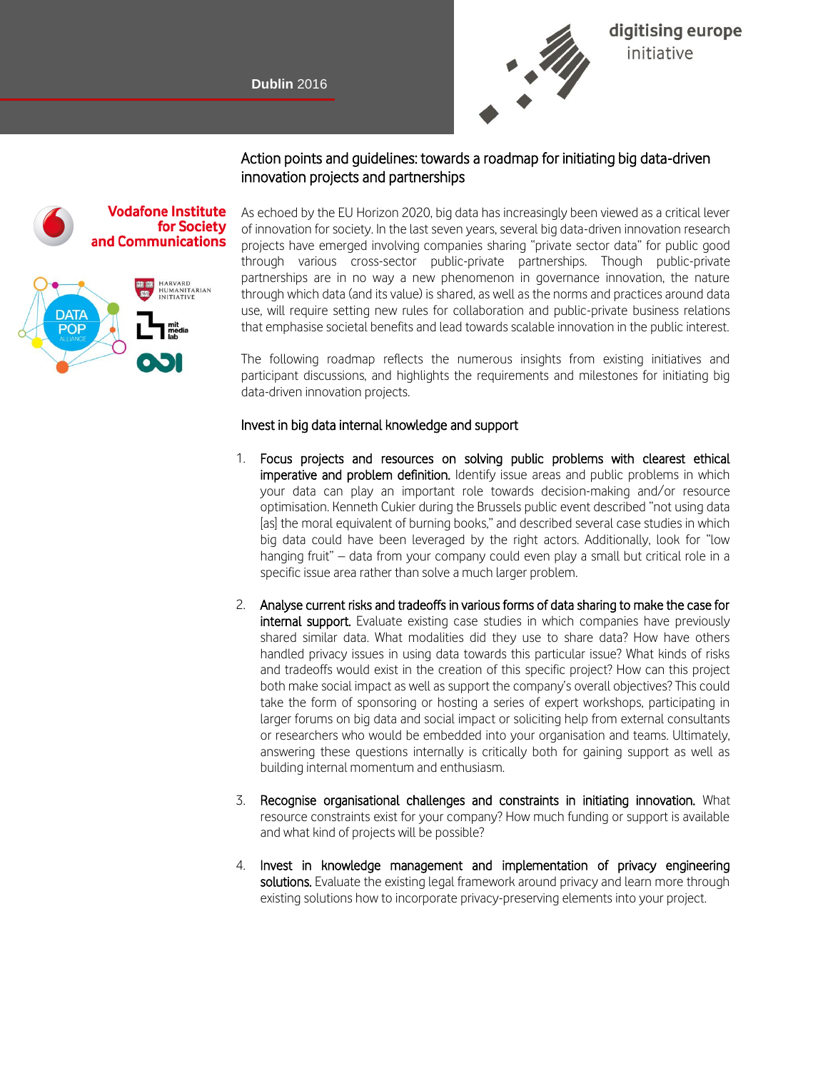## Action points and guidelines: towards a roadmap for initiating big data-driven innovation projects and partnerships

As echoed by the EU Horizon 2020, big data has increasingly been viewed as a critical lever of innovation for society. In the last seven years, several big data-driven innovation research projects have emerged involving companies sharing "private sector data" for public good through various cross-sector public-private partnerships. Though public-private partnerships are in no way a new phenomenon in governance innovation, the nature through which data (and its value) is shared, as well as the norms and practices around data use, will require setting new rules for collaboration and public-private business relations that emphasise societal benefits and lead towards scalable innovation in the public interest.

The following roadmap reflects the numerous insights from existing initiatives and participant discussions, and highlights the requirements and milestones for initiating big data-driven innovation projects.

### Invest in big data internal knowledge and support

1. **Focus projects and resources on solving public problems with clearest ethical imperative and problem definition.** Identify issue areas and public problems in which your data can play an important role towards decision-making and/or resource optimisation. Kenneth Cukier during the Brussels public event described "not using data [as] the moral equivalent of burning books," and described several case studies in which big data could have been leveraged by the right actors. Additionally, look for "low hanging fruit" – data from your company could even play a small but critical role in a specific issue area rather than solve a much larger problem.

2. **Analyse current risks and tradeoffs in various forms of data sharing to make the case for internal support.** Evaluate existing case studies in which companies have previously shared similar data. What modalities did they use to share data? How have others handled privacy issues in using data towards this particular issue? What kinds of risks and tradeoffs would exist in the creation of this specific project? How can this project both make social impact as well as support the company's overall objectives? This could take the form of sponsoring or hosting a series of expert workshops, participating in larger forums on big data and social impact or soliciting help from external consultants or researchers who would be embedded into your organisation and teams. Ultimately, answering these questions internally is critically both for gaining support as well as building internal momentum and enthusiasm.

3. **Recognise organisational challenges and constraints in initiating innovation.** What resource constraints exist for your company? How much funding or support is available and what kind of projects will be possible?

4. **Invest in knowledge management and implementation of privacy engineering solutions.** Evaluate the existing legal framework around privacy and learn more through existing solutions how to incorporate privacy-preserving elements into your project.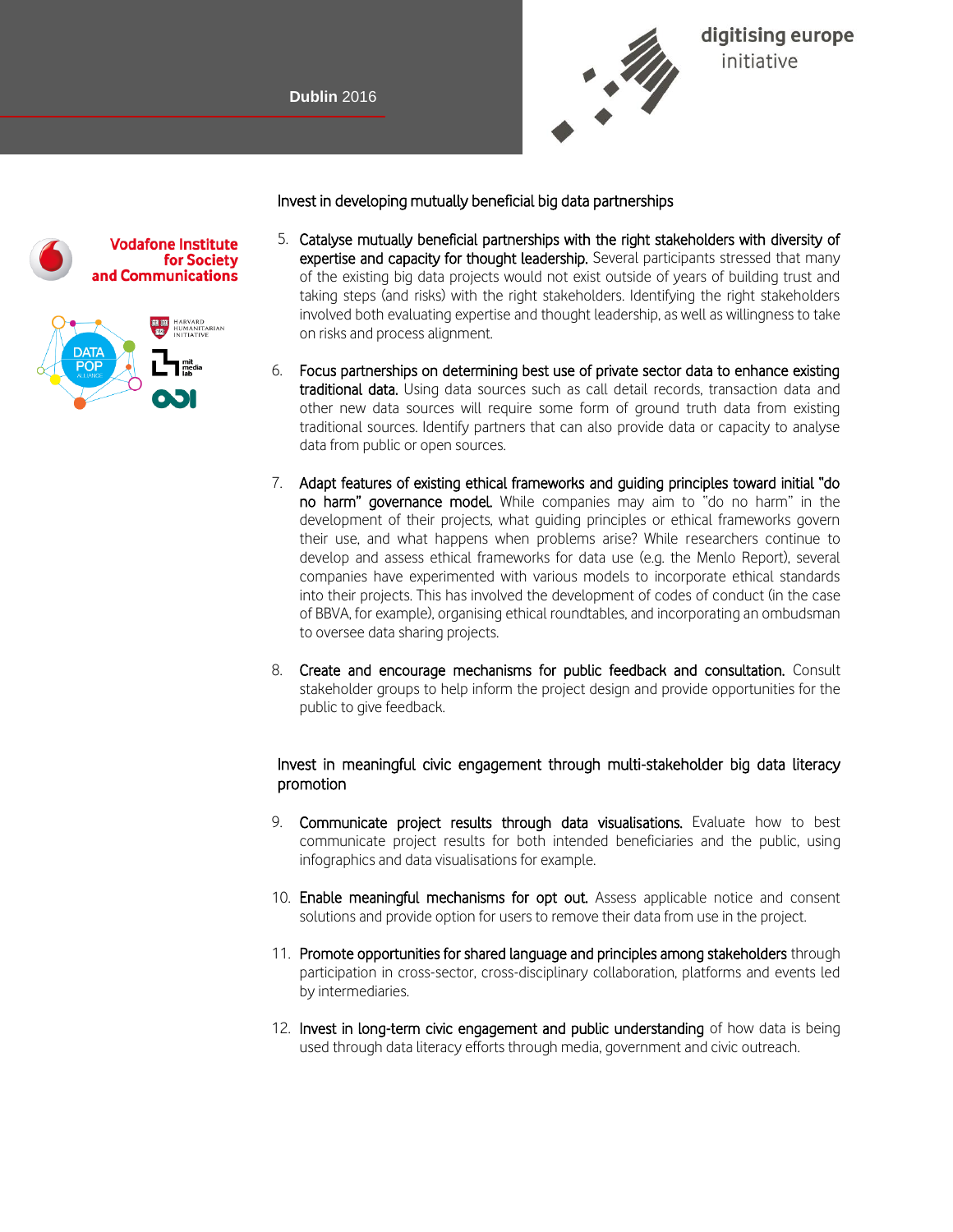## Invest in developing mutually beneficial big data partnerships

5. **Catalyse mutually beneficial partnerships with the right stakeholders with diversity of expertise and capacity for thought leadership.** Several participants stressed that many of the existing big data projects would not exist outside of years of building trust and taking steps (and risks) with the right stakeholders. Identifying the right stakeholders involved both evaluating expertise and thought leadership, as well as willingness to take on risks and process alignment.

6. **Focus partnerships on determining best use of private sector data to enhance existing traditional data.** Using data sources such as call detail records, transaction data and other new data sources will require some form of ground truth data from existing traditional sources. Identify partners that can also provide data or capacity to analyse data from public or open sources.

7. **Adapt features of existing ethical frameworks and guiding principles toward initial "do no harm" governance model.** While companies may aim to "do no harm" in the development of their projects, what guiding principles or ethical frameworks govern their use, and what happens when problems arise? While researchers continue to develop and assess ethical frameworks for data use (e.g. the Menlo Report), several companies have experimented with various models to incorporate ethical standards into their projects. This has involved the development of codes of conduct (in the case of BBVA, for example), organising ethical roundtables, and incorporating an ombudsman to oversee data sharing projects.

8. **Create and encourage mechanisms for public feedback and consultation.** Consult stakeholder groups to help inform the project design and provide opportunities for the public to give feedback.

## Invest in meaningful civic engagement through multi-stakeholder big data literacy promotion

9. **Communicate project results through data visualisations.** Evaluate how to best communicate project results for both intended beneficiaries and the public, using infographics and data visualisations for example.

10. **Enable meaningful mechanisms for opt out.** Assess applicable notice and consent solutions and provide option for users to remove their data from use in the project.

11. **Promote opportunities for shared language and principles among stakeholders** through participation in cross-sector, cross-disciplinary collaboration, platforms and events led by intermediaries.

12. **Invest in long-term civic engagement and public understanding** of how data is being used through data literacy efforts through media, government and civic outreach.